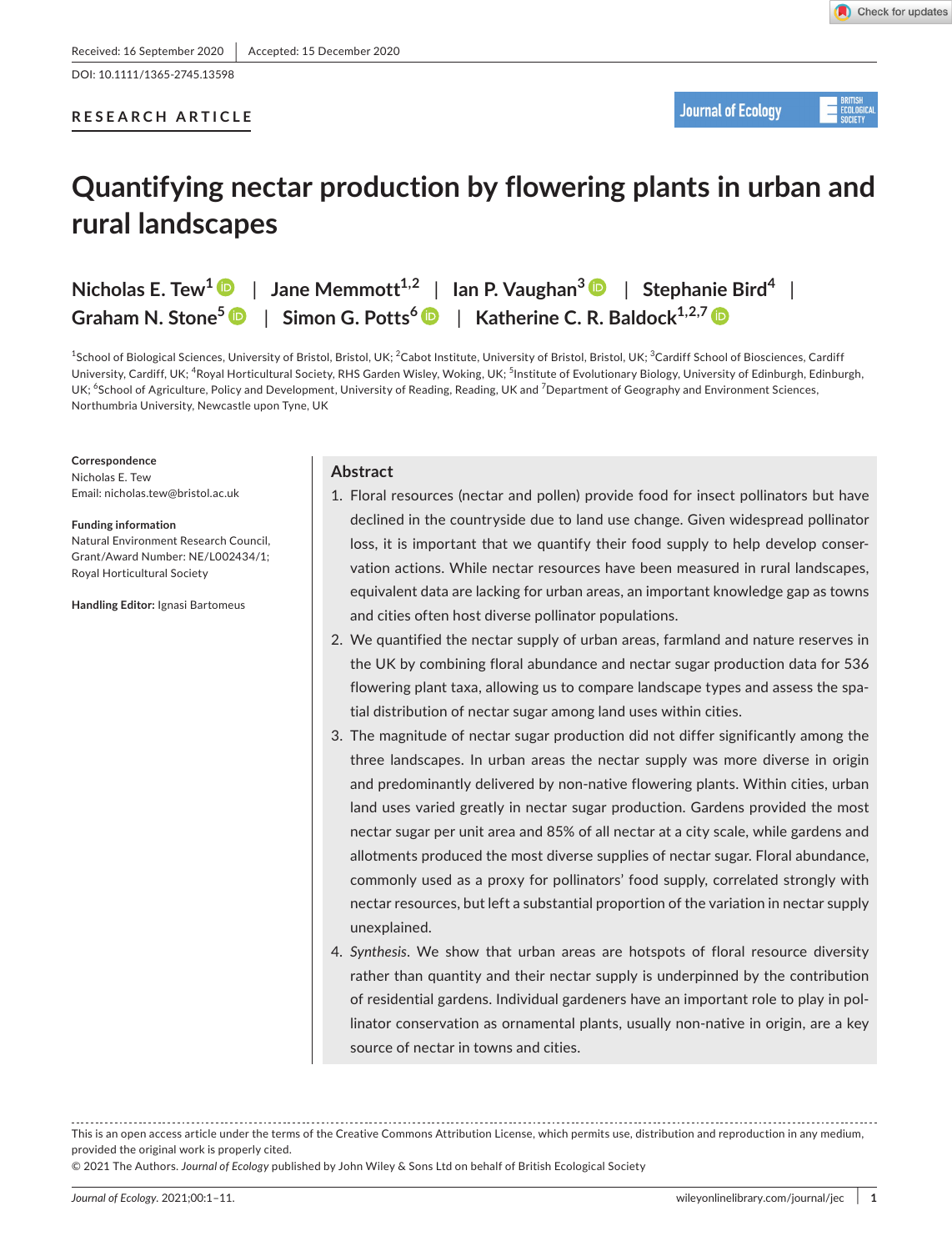Received: 16 September 2020 | Accepted: 15 December 2020

DOI: 10.1111/1365-2745.13598

RESEARCH ARTICLE

# Quantifying nectar production by flowering plants in urban and rural landscapes

Nicholas E. Tew[1] | Jane Memmott[1,2] | Ian P. Vaughan[3] | Stephanie Bird[4] | Graham N. Stone[5] | Simon G. Potts[6] | Katherine C. R. Baldock[1,2,7]

[1]School of Biological Sciences, University of Bristol, Bristol, UK; [2]Cabot Institute, University of Bristol, Bristol, UK; [3]Cardiff School of Biosciences, Cardiff University, Cardiff, UK; [4]Royal Horticultural Society, RHS Garden Wisley, Woking, UK; [5]Institute of Evolutionary Biology, University of Edinburgh, Edinburgh, UK; [6]School of Agriculture, Policy and Development, University of Reading, Reading, UK and [7]Department of Geography and Environment Sciences, Northumbria University, Newcastle upon Tyne, UK

**Correspondence**
Nicholas E. Tew
Email: nicholas.tew@bristol.ac.uk

**Funding information**
Natural Environment Research Council, Grant/Award Number: NE/L002434/1; Royal Horticultural Society

**Handling Editor:** Ignasi Bartomeus

## Abstract

1. Floral resources (nectar and pollen) provide food for insect pollinators but have declined in the countryside due to land use change. Given widespread pollinator loss, it is important that we quantify their food supply to help develop conservation actions. While nectar resources have been measured in rural landscapes, equivalent data are lacking for urban areas, an important knowledge gap as towns and cities often host diverse pollinator populations.
2. We quantified the nectar supply of urban areas, farmland and nature reserves in the UK by combining floral abundance and nectar sugar production data for 536 flowering plant taxa, allowing us to compare landscape types and assess the spatial distribution of nectar sugar among land uses within cities.
3. The magnitude of nectar sugar production did not differ significantly among the three landscapes. In urban areas the nectar supply was more diverse in origin and predominantly delivered by non-native flowering plants. Within cities, urban land uses varied greatly in nectar sugar production. Gardens provided the most nectar sugar per unit area and 85% of all nectar at a city scale, while gardens and allotments produced the most diverse supplies of nectar sugar. Floral abundance, commonly used as a proxy for pollinators' food supply, correlated strongly with nectar resources, but left a substantial proportion of the variation in nectar supply unexplained.
4. *Synthesis*. We show that urban areas are hotspots of floral resource diversity rather than quantity and their nectar supply is underpinned by the contribution of residential gardens. Individual gardeners have an important role to play in pollinator conservation as ornamental plants, usually non-native in origin, are a key source of nectar in towns and cities.

This is an open access article under the terms of the Creative Commons Attribution License, which permits use, distribution and reproduction in any medium, provided the original work is properly cited.
© 2021 The Authors. *Journal of Ecology* published by John Wiley & Sons Ltd on behalf of British Ecological Society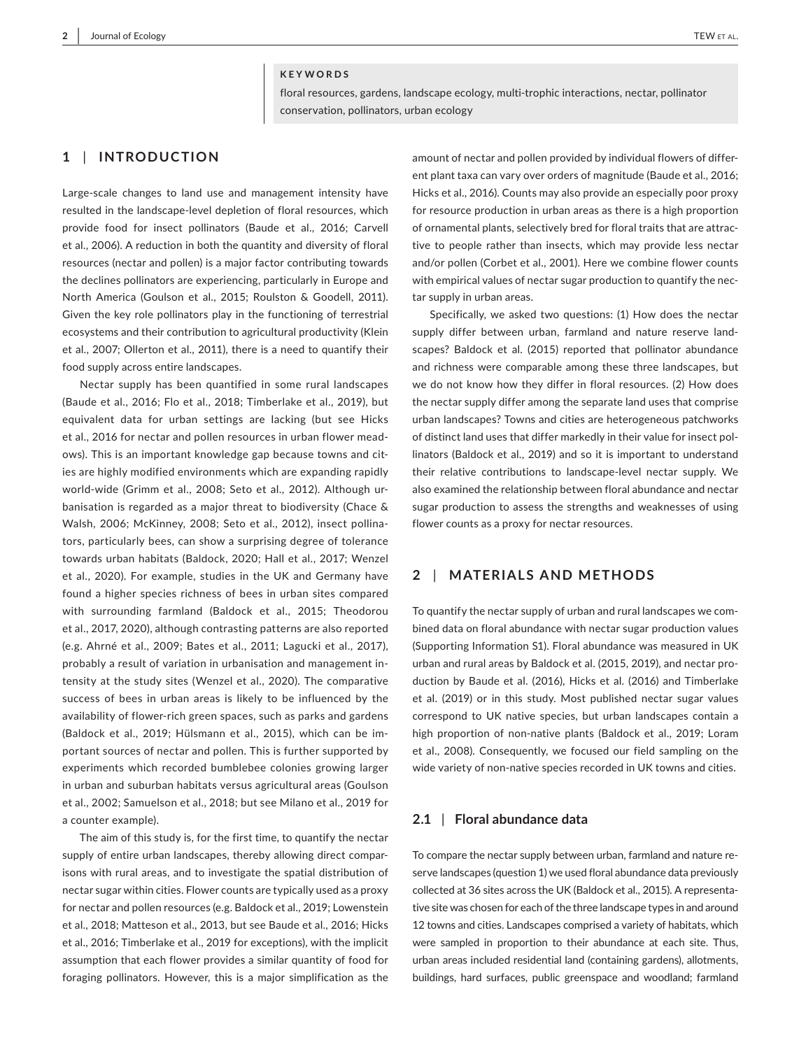**KEYWORDS**

floral resources, gardens, landscape ecology, multi-trophic interactions, nectar, pollinator conservation, pollinators, urban ecology

## 1 | INTRODUCTION

Large-scale changes to land use and management intensity have resulted in the landscape-level depletion of floral resources, which provide food for insect pollinators (Baude et al., 2016; Carvell et al., 2006). A reduction in both the quantity and diversity of floral resources (nectar and pollen) is a major factor contributing towards the declines pollinators are experiencing, particularly in Europe and North America (Goulson et al., 2015; Roulston & Goodell, 2011). Given the key role pollinators play in the functioning of terrestrial ecosystems and their contribution to agricultural productivity (Klein et al., 2007; Ollerton et al., 2011), there is a need to quantify their food supply across entire landscapes.

Nectar supply has been quantified in some rural landscapes (Baude et al., 2016; Flo et al., 2018; Timberlake et al., 2019), but equivalent data for urban settings are lacking (but see Hicks et al., 2016 for nectar and pollen resources in urban flower meadows). This is an important knowledge gap because towns and cities are highly modified environments which are expanding rapidly world-wide (Grimm et al., 2008; Seto et al., 2012). Although urbanisation is regarded as a major threat to biodiversity (Chace & Walsh, 2006; McKinney, 2008; Seto et al., 2012), insect pollinators, particularly bees, can show a surprising degree of tolerance towards urban habitats (Baldock, 2020; Hall et al., 2017; Wenzel et al., 2020). For example, studies in the UK and Germany have found a higher species richness of bees in urban sites compared with surrounding farmland (Baldock et al., 2015; Theodorou et al., 2017, 2020), although contrasting patterns are also reported (e.g. Ahrné et al., 2009; Bates et al., 2011; Lagucki et al., 2017), probably a result of variation in urbanisation and management intensity at the study sites (Wenzel et al., 2020). The comparative success of bees in urban areas is likely to be influenced by the availability of flower-rich green spaces, such as parks and gardens (Baldock et al., 2019; Hülsmann et al., 2015), which can be important sources of nectar and pollen. This is further supported by experiments which recorded bumblebee colonies growing larger in urban and suburban habitats versus agricultural areas (Goulson et al., 2002; Samuelson et al., 2018; but see Milano et al., 2019 for a counter example).

The aim of this study is, for the first time, to quantify the nectar supply of entire urban landscapes, thereby allowing direct comparisons with rural areas, and to investigate the spatial distribution of nectar sugar within cities. Flower counts are typically used as a proxy for nectar and pollen resources (e.g. Baldock et al., 2019; Lowenstein et al., 2018; Matteson et al., 2013, but see Baude et al., 2016; Hicks et al., 2016; Timberlake et al., 2019 for exceptions), with the implicit assumption that each flower provides a similar quantity of food for foraging pollinators. However, this is a major simplification as the amount of nectar and pollen provided by individual flowers of different plant taxa can vary over orders of magnitude (Baude et al., 2016; Hicks et al., 2016). Counts may also provide an especially poor proxy for resource production in urban areas as there is a high proportion of ornamental plants, selectively bred for floral traits that are attractive to people rather than insects, which may provide less nectar and/or pollen (Corbet et al., 2001). Here we combine flower counts with empirical values of nectar sugar production to quantify the nectar supply in urban areas.

Specifically, we asked two questions: (1) How does the nectar supply differ between urban, farmland and nature reserve landscapes? Baldock et al. (2015) reported that pollinator abundance and richness were comparable among these three landscapes, but we do not know how they differ in floral resources. (2) How does the nectar supply differ among the separate land uses that comprise urban landscapes? Towns and cities are heterogeneous patchworks of distinct land uses that differ markedly in their value for insect pollinators (Baldock et al., 2019) and so it is important to understand their relative contributions to landscape-level nectar supply. We also examined the relationship between floral abundance and nectar sugar production to assess the strengths and weaknesses of using flower counts as a proxy for nectar resources.

## 2 | MATERIALS AND METHODS

To quantify the nectar supply of urban and rural landscapes we combined data on floral abundance with nectar sugar production values (Supporting Information S1). Floral abundance was measured in UK urban and rural areas by Baldock et al. (2015, 2019), and nectar production by Baude et al. (2016), Hicks et al. (2016) and Timberlake et al. (2019) or in this study. Most published nectar sugar values correspond to UK native species, but urban landscapes contain a high proportion of non-native plants (Baldock et al., 2019; Loram et al., 2008). Consequently, we focused our field sampling on the wide variety of non-native species recorded in UK towns and cities.

### 2.1 | Floral abundance data

To compare the nectar supply between urban, farmland and nature reserve landscapes (question 1) we used floral abundance data previously collected at 36 sites across the UK (Baldock et al., 2015). A representative site was chosen for each of the three landscape types in and around 12 towns and cities. Landscapes comprised a variety of habitats, which were sampled in proportion to their abundance at each site. Thus, urban areas included residential land (containing gardens), allotments, buildings, hard surfaces, public greenspace and woodland; farmland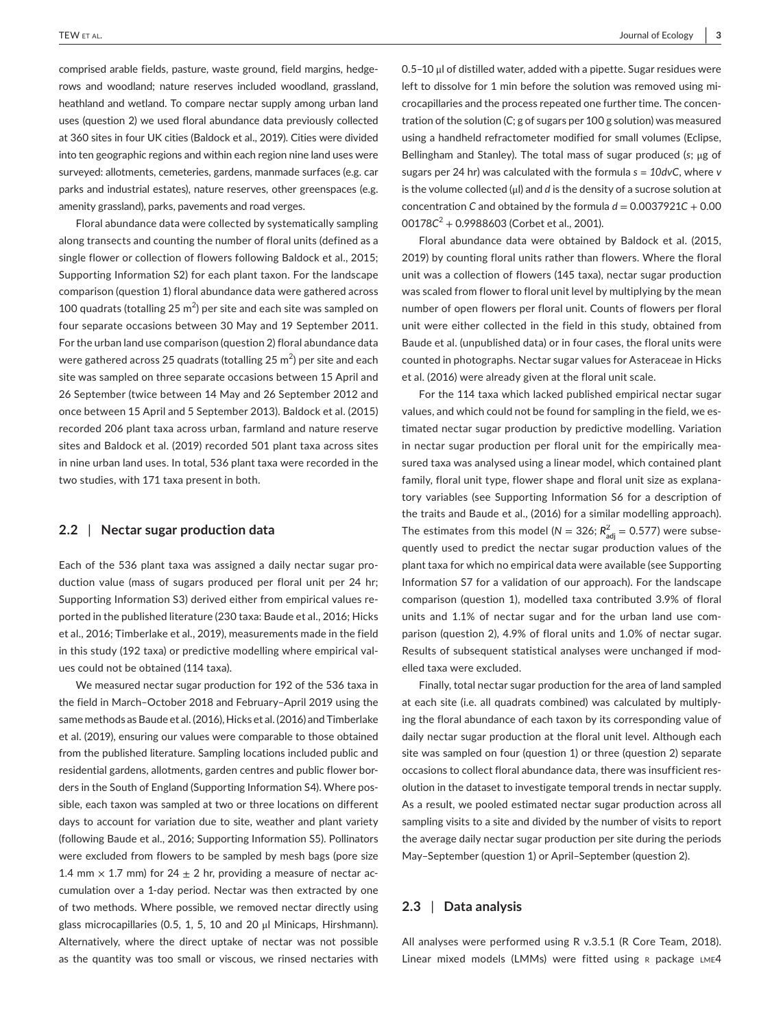comprised arable fields, pasture, waste ground, field margins, hedgerows and woodland; nature reserves included woodland, grassland, heathland and wetland. To compare nectar supply among urban land uses (question 2) we used floral abundance data previously collected at 360 sites in four UK cities (Baldock et al., 2019). Cities were divided into ten geographic regions and within each region nine land uses were surveyed: allotments, cemeteries, gardens, manmade surfaces (e.g. car parks and industrial estates), nature reserves, other greenspaces (e.g. amenity grassland), parks, pavements and road verges.

Floral abundance data were collected by systematically sampling along transects and counting the number of floral units (defined as a single flower or collection of flowers following Baldock et al., 2015; Supporting Information S2) for each plant taxon. For the landscape comparison (question 1) floral abundance data were gathered across 100 quadrats (totalling 25 m$^2$) per site and each site was sampled on four separate occasions between 30 May and 19 September 2011. For the urban land use comparison (question 2) floral abundance data were gathered across 25 quadrats (totalling 25 m$^2$) per site and each site was sampled on three separate occasions between 15 April and 26 September (twice between 14 May and 26 September 2012 and once between 15 April and 5 September 2013). Baldock et al. (2015) recorded 206 plant taxa across urban, farmland and nature reserve sites and Baldock et al. (2019) recorded 501 plant taxa across sites in nine urban land uses. In total, 536 plant taxa were recorded in the two studies, with 171 taxa present in both.

## 2.2 | Nectar sugar production data

Each of the 536 plant taxa was assigned a daily nectar sugar production value (mass of sugars produced per floral unit per 24 hr; Supporting Information S3) derived either from empirical values reported in the published literature (230 taxa: Baude et al., 2016; Hicks et al., 2016; Timberlake et al., 2019), measurements made in the field in this study (192 taxa) or predictive modelling where empirical values could not be obtained (114 taxa).

We measured nectar sugar production for 192 of the 536 taxa in the field in March–October 2018 and February–April 2019 using the same methods as Baude et al. (2016), Hicks et al. (2016) and Timberlake et al. (2019), ensuring our values were comparable to those obtained from the published literature. Sampling locations included public and residential gardens, allotments, garden centres and public flower borders in the South of England (Supporting Information S4). Where possible, each taxon was sampled at two or three locations on different days to account for variation due to site, weather and plant variety (following Baude et al., 2016; Supporting Information S5). Pollinators were excluded from flowers to be sampled by mesh bags (pore size 1.4 mm × 1.7 mm) for 24 ± 2 hr, providing a measure of nectar accumulation over a 1-day period. Nectar was then extracted by one of two methods. Where possible, we removed nectar directly using glass microcapillaries (0.5, 1, 5, 10 and 20 μl Minicaps, Hirshmann). Alternatively, where the direct uptake of nectar was not possible as the quantity was too small or viscous, we rinsed nectaries with 0.5–10 μl of distilled water, added with a pipette. Sugar residues were left to dissolve for 1 min before the solution was removed using microcapillaries and the process repeated one further time. The concentration of the solution (*C*; g of sugars per 100 g solution) was measured using a handheld refractometer modified for small volumes (Eclipse, Bellingham and Stanley). The total mass of sugar produced (*s*; μg of sugars per 24 hr) was calculated with the formula $s = 10dvC$, where $v$ is the volume collected (μl) and $d$ is the density of a sucrose solution at concentration $C$ and obtained by the formula $d = 0.0037921C + 0.0000178C^2 + 0.9988603$ (Corbet et al., 2001).

Floral abundance data were obtained by Baldock et al. (2015, 2019) by counting floral units rather than flowers. Where the floral unit was a collection of flowers (145 taxa), nectar sugar production was scaled from flower to floral unit level by multiplying by the mean number of open flowers per floral unit. Counts of flowers per floral unit were either collected in the field in this study, obtained from Baude et al. (unpublished data) or in four cases, the floral units were counted in photographs. Nectar sugar values for Asteraceae in Hicks et al. (2016) were already given at the floral unit scale.

For the 114 taxa which lacked published empirical nectar sugar values, and which could not be found for sampling in the field, we estimated nectar sugar production by predictive modelling. Variation in nectar sugar production per floral unit for the empirically measured taxa was analysed using a linear model, which contained plant family, floral unit type, flower shape and floral unit size as explanatory variables (see Supporting Information S6 for a description of the traits and Baude et al., (2016) for a similar modelling approach). The estimates from this model ($N = 326$; $R^2_{adj} = 0.577$) were subsequently used to predict the nectar sugar production values of the plant taxa for which no empirical data were available (see Supporting Information S7 for a validation of our approach). For the landscape comparison (question 1), modelled taxa contributed 3.9% of floral units and 1.1% of nectar sugar and for the urban land use comparison (question 2), 4.9% of floral units and 1.0% of nectar sugar. Results of subsequent statistical analyses were unchanged if modelled taxa were excluded.

Finally, total nectar sugar production for the area of land sampled at each site (i.e. all quadrats combined) was calculated by multiplying the floral abundance of each taxon by its corresponding value of daily nectar sugar production at the floral unit level. Although each site was sampled on four (question 1) or three (question 2) separate occasions to collect floral abundance data, there was insufficient resolution in the dataset to investigate temporal trends in nectar supply. As a result, we pooled estimated nectar sugar production across all sampling visits to a site and divided by the number of visits to report the average daily nectar sugar production per site during the periods May–September (question 1) or April–September (question 2).

## 2.3 | Data analysis

All analyses were performed using R v.3.5.1 (R Core Team, 2018). Linear mixed models (LMMs) were fitted using R package LME4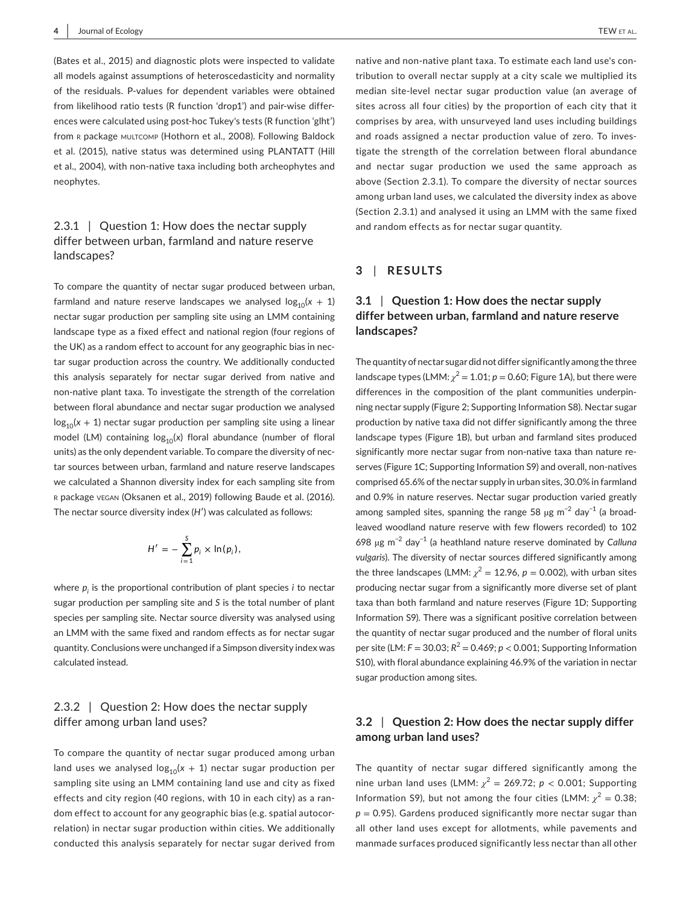(Bates et al., 2015) and diagnostic plots were inspected to validate all models against assumptions of heteroscedasticity and normality of the residuals. P-values for dependent variables were obtained from likelihood ratio tests (R function 'drop1') and pair-wise differences were calculated using post-hoc Tukey's tests (R function 'glht') from R package MULTCOMP (Hothorn et al., 2008). Following Baldock et al. (2015), native status was determined using PLANTATT (Hill et al., 2004), with non-native taxa including both archeophytes and neophytes.

### 2.3.1 | Question 1: How does the nectar supply differ between urban, farmland and nature reserve landscapes?

To compare the quantity of nectar sugar produced between urban, farmland and nature reserve landscapes we analysed $\log_{10}(x + 1)$ nectar sugar production per sampling site using an LMM containing landscape type as a fixed effect and national region (four regions of the UK) as a random effect to account for any geographic bias in nectar sugar production across the country. We additionally conducted this analysis separately for nectar sugar derived from native and non-native plant taxa. To investigate the strength of the correlation between floral abundance and nectar sugar production we analysed $\log_{10}(x + 1)$ nectar sugar production per sampling site using a linear model (LM) containing $\log_{10}(x)$ floral abundance (number of floral units) as the only dependent variable. To compare the diversity of nectar sources between urban, farmland and nature reserve landscapes we calculated a Shannon diversity index for each sampling site from R package VEGAN (Oksanen et al., 2019) following Baude et al. (2016). The nectar source diversity index ($H'$) was calculated as follows:

$$H' = -\sum_{i=1}^{S} p_i \times \ln(p_i),$$

where $p_i$ is the proportional contribution of plant species $i$ to nectar sugar production per sampling site and $S$ is the total number of plant species per sampling site. Nectar source diversity was analysed using an LMM with the same fixed and random effects as for nectar sugar quantity. Conclusions were unchanged if a Simpson diversity index was calculated instead.

### 2.3.2 | Question 2: How does the nectar supply differ among urban land uses?

To compare the quantity of nectar sugar produced among urban land uses we analysed $\log_{10}(x + 1)$ nectar sugar production per sampling site using an LMM containing land use and city as fixed effects and city region (40 regions, with 10 in each city) as a random effect to account for any geographic bias (e.g. spatial autocorrelation) in nectar sugar production within cities. We additionally conducted this analysis separately for nectar sugar derived from native and non-native plant taxa. To estimate each land use's contribution to overall nectar supply at a city scale we multiplied its median site-level nectar sugar production value (an average of sites across all four cities) by the proportion of each city that it comprises by area, with unsurveyed land uses including buildings and roads assigned a nectar production value of zero. To investigate the strength of the correlation between floral abundance and nectar sugar production we used the same approach as above (Section 2.3.1). To compare the diversity of nectar sources among urban land uses, we calculated the diversity index as above (Section 2.3.1) and analysed it using an LMM with the same fixed and random effects as for nectar sugar quantity.

## 3 | RESULTS

### 3.1 | Question 1: How does the nectar supply differ between urban, farmland and nature reserve landscapes?

The quantity of nectar sugar did not differ significantly among the three landscape types (LMM: $\chi^2 = 1.01$; $p = 0.60$; Figure 1A), but there were differences in the composition of the plant communities underpinning nectar supply (Figure 2; Supporting Information S8). Nectar sugar production by native taxa did not differ significantly among the three landscape types (Figure 1B), but urban and farmland sites produced significantly more nectar sugar from non-native taxa than nature reserves (Figure 1C; Supporting Information S9) and overall, non-natives comprised 65.6% of the nectar supply in urban sites, 30.0% in farmland and 0.9% in nature reserves. Nectar sugar production varied greatly among sampled sites, spanning the range 58 μg $m^{-2}$ $day^{-1}$ (a broad-leaved woodland nature reserve with few flowers recorded) to 102 698 μg $m^{-2}$ $day^{-1}$ (a heathland nature reserve dominated by *Calluna vulgaris*). The diversity of nectar sources differed significantly among the three landscapes (LMM: $\chi^2 = 12.96$, $p = 0.002$), with urban sites producing nectar sugar from a significantly more diverse set of plant taxa than both farmland and nature reserves (Figure 1D; Supporting Information S9). There was a significant positive correlation between the quantity of nectar sugar produced and the number of floral units per site (LM: $F = 30.03$; $R^2 = 0.469$; $p < 0.001$; Supporting Information S10), with floral abundance explaining 46.9% of the variation in nectar sugar production among sites.

### 3.2 | Question 2: How does the nectar supply differ among urban land uses?

The quantity of nectar sugar differed significantly among the nine urban land uses (LMM: $\chi^2 = 269.72$; $p < 0.001$; Supporting Information S9), but not among the four cities (LMM: $\chi^2 = 0.38$; $p = 0.95$). Gardens produced significantly more nectar sugar than all other land uses except for allotments, while pavements and manmade surfaces produced significantly less nectar than all other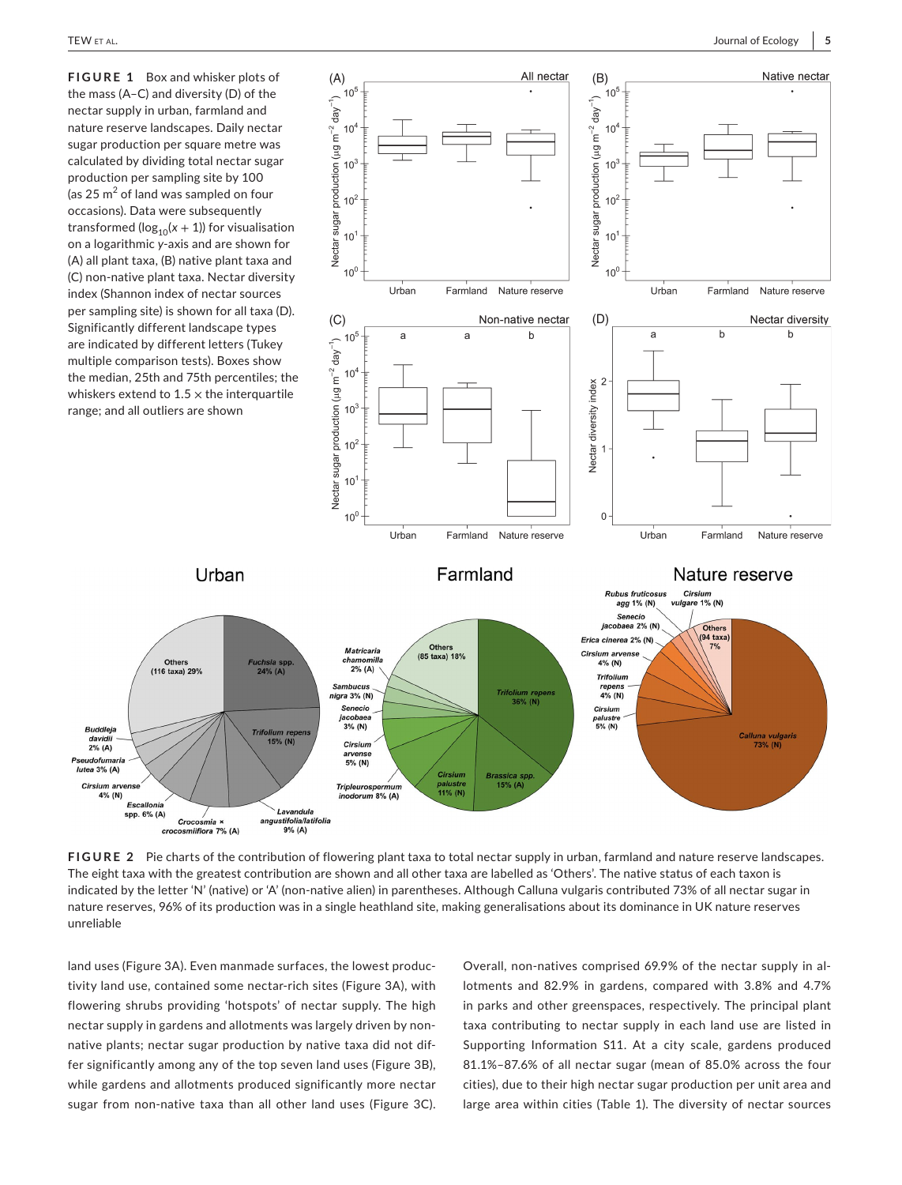**FIGURE 1** Box and whisker plots of the mass (A–C) and diversity (D) of the nectar supply in urban, farmland and nature reserve landscapes. Daily nectar sugar production per square metre was calculated by dividing total nectar sugar production per sampling site by 100 (as 25 m$^2$ of land was sampled on four occasions). Data were subsequently transformed ($\log_{10}(x + 1)$) for visualisation on a logarithmic *y*-axis and are shown for (A) all plant taxa, (B) native plant taxa and (C) non-native plant taxa. Nectar diversity index (Shannon index of nectar sources per sampling site) is shown for all taxa (D). Significantly different landscape types are indicated by different letters (Tukey multiple comparison tests). Boxes show the median, 25th and 75th percentiles; the whiskers extend to 1.5 × the interquartile range; and all outliers are shown

**FIGURE 2** Pie charts of the contribution of flowering plant taxa to total nectar supply in urban, farmland and nature reserve landscapes. The eight taxa with the greatest contribution are shown and all other taxa are labelled as 'Others'. The native status of each taxon is indicated by the letter 'N' (native) or 'A' (non-native alien) in parentheses. Although Calluna vulgaris contributed 73% of all nectar sugar in nature reserves, 96% of its production was in a single heathland site, making generalisations about its dominance in UK nature reserves unreliable

land uses (Figure 3A). Even manmade surfaces, the lowest productivity land use, contained some nectar-rich sites (Figure 3A), with flowering shrubs providing 'hotspots' of nectar supply. The high nectar supply in gardens and allotments was largely driven by non-native plants; nectar sugar production by native taxa did not differ significantly among any of the top seven land uses (Figure 3B), while gardens and allotments produced significantly more nectar sugar from non-native taxa than all other land uses (Figure 3C). Overall, non-natives comprised 69.9% of the nectar supply in allotments and 82.9% in gardens, compared with 3.8% and 4.7% in parks and other greenspaces, respectively. The principal plant taxa contributing to nectar supply in each land use are listed in Supporting Information S11. At a city scale, gardens produced 81.1%–87.6% of all nectar sugar (mean of 85.0% across the four cities), due to their high nectar sugar production per unit area and large area within cities (Table 1). The diversity of nectar sources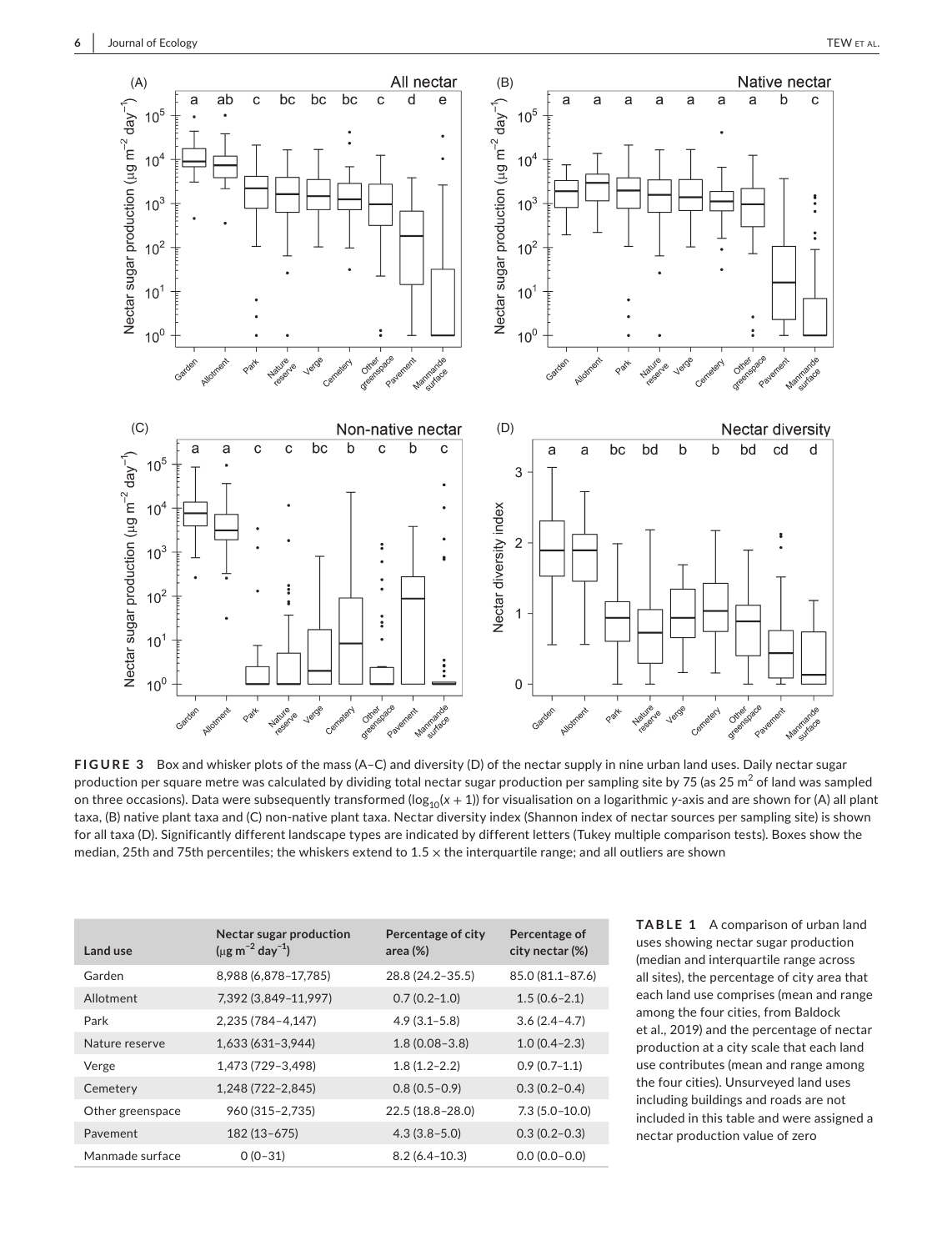**FIGURE 3** Box and whisker plots of the mass (A–C) and diversity (D) of the nectar supply in nine urban land uses. Daily nectar sugar production per square metre was calculated by dividing total nectar sugar production per sampling site by 75 (as 25 $m^2$ of land was sampled on three occasions). Data were subsequently transformed ($\log_{10}(x + 1)$) for visualisation on a logarithmic y-axis and are shown for (A) all plant taxa, (B) native plant taxa and (C) non-native plant taxa. Nectar diversity index (Shannon index of nectar sources per sampling site) is shown for all taxa (D). Significantly different landscape types are indicated by different letters (Tukey multiple comparison tests). Boxes show the median, 25th and 75th percentiles; the whiskers extend to 1.5 × the interquartile range; and all outliers are shown

**TABLE 1** A comparison of urban land uses showing nectar sugar production (median and interquartile range across all sites), the percentage of city area that each land use comprises (mean and range among the four cities, from Baldock et al., 2019) and the percentage of nectar production at a city scale that each land use contributes (mean and range among the four cities). Unsurveyed land uses including buildings and roads are not included in this table and were assigned a nectar production value of zero

| Land use | Nectar sugar production (μg $m^{-2}$ $day^{-1}$) | Percentage of city area (%) | Percentage of city nectar (%) |
|---|---|---|---|
| Garden | 8,988 (6,878–17,785) | 28.8 (24.2–35.5) | 85.0 (81.1–87.6) |
| Allotment | 7,392 (3,849–11,997) | 0.7 (0.2–1.0) | 1.5 (0.6–2.1) |
| Park | 2,235 (784–4,147) | 4.9 (3.1–5.8) | 3.6 (2.4–4.7) |
| Nature reserve | 1,633 (631–3,944) | 1.8 (0.08–3.8) | 1.0 (0.4–2.3) |
| Verge | 1,473 (729–3,498) | 1.8 (1.2–2.2) | 0.9 (0.7–1.1) |
| Cemetery | 1,248 (722–2,845) | 0.8 (0.5–0.9) | 0.3 (0.2–0.4) |
| Other greenspace | 960 (315–2,735) | 22.5 (18.8–28.0) | 7.3 (5.0–10.0) |
| Pavement | 182 (13–675) | 4.3 (3.8–5.0) | 0.3 (0.2–0.3) |
| Manmade surface | 0 (0–31) | 8.2 (6.4–10.3) | 0.0 (0.0–0.0) |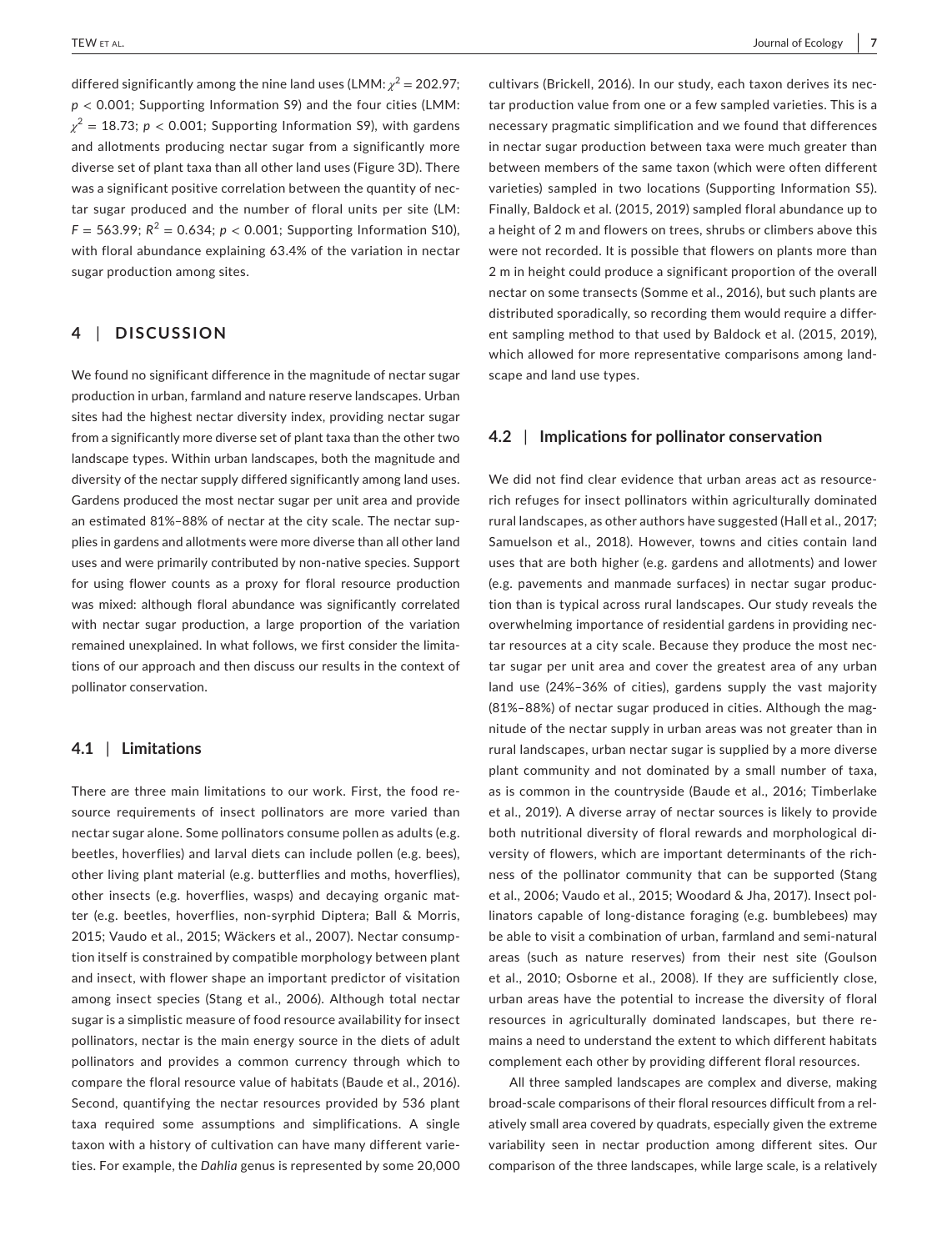differed significantly among the nine land uses (LMM: $\chi^2 = 202.97$; $p < 0.001$; Supporting Information S9) and the four cities (LMM: $\chi^2 = 18.73$; $p < 0.001$; Supporting Information S9), with gardens and allotments producing nectar sugar from a significantly more diverse set of plant taxa than all other land uses (Figure 3D). There was a significant positive correlation between the quantity of nectar sugar produced and the number of floral units per site (LM: $F = 563.99$; $R^2 = 0.634$; $p < 0.001$; Supporting Information S10), with floral abundance explaining 63.4% of the variation in nectar sugar production among sites.

## 4 | DISCUSSION

We found no significant difference in the magnitude of nectar sugar production in urban, farmland and nature reserve landscapes. Urban sites had the highest nectar diversity index, providing nectar sugar from a significantly more diverse set of plant taxa than the other two landscape types. Within urban landscapes, both the magnitude and diversity of the nectar supply differed significantly among land uses. Gardens produced the most nectar sugar per unit area and provide an estimated 81%–88% of nectar at the city scale. The nectar supplies in gardens and allotments were more diverse than all other land uses and were primarily contributed by non-native species. Support for using flower counts as a proxy for floral resource production was mixed: although floral abundance was significantly correlated with nectar sugar production, a large proportion of the variation remained unexplained. In what follows, we first consider the limitations of our approach and then discuss our results in the context of pollinator conservation.

### 4.1 | Limitations

There are three main limitations to our work. First, the food resource requirements of insect pollinators are more varied than nectar sugar alone. Some pollinators consume pollen as adults (e.g. beetles, hoverflies) and larval diets can include pollen (e.g. bees), other living plant material (e.g. butterflies and moths, hoverflies), other insects (e.g. hoverflies, wasps) and decaying organic matter (e.g. beetles, hoverflies, non-syrphid Diptera; Ball & Morris, 2015; Vaudo et al., 2015; Wäckers et al., 2007). Nectar consumption itself is constrained by compatible morphology between plant and insect, with flower shape an important predictor of visitation among insect species (Stang et al., 2006). Although total nectar sugar is a simplistic measure of food resource availability for insect pollinators, nectar is the main energy source in the diets of adult pollinators and provides a common currency through which to compare the floral resource value of habitats (Baude et al., 2016). Second, quantifying the nectar resources provided by 536 plant taxa required some assumptions and simplifications. A single taxon with a history of cultivation can have many different varieties. For example, the *Dahlia* genus is represented by some 20,000 cultivars (Brickell, 2016). In our study, each taxon derives its nectar production value from one or a few sampled varieties. This is a necessary pragmatic simplification and we found that differences in nectar sugar production between taxa were much greater than between members of the same taxon (which were often different varieties) sampled in two locations (Supporting Information S5). Finally, Baldock et al. (2015, 2019) sampled floral abundance up to a height of 2 m and flowers on trees, shrubs or climbers above this were not recorded. It is possible that flowers on plants more than 2 m in height could produce a significant proportion of the overall nectar on some transects (Somme et al., 2016), but such plants are distributed sporadically, so recording them would require a different sampling method to that used by Baldock et al. (2015, 2019), which allowed for more representative comparisons among landscape and land use types.

### 4.2 | Implications for pollinator conservation

We did not find clear evidence that urban areas act as resource-rich refuges for insect pollinators within agriculturally dominated rural landscapes, as other authors have suggested (Hall et al., 2017; Samuelson et al., 2018). However, towns and cities contain land uses that are both higher (e.g. gardens and allotments) and lower (e.g. pavements and manmade surfaces) in nectar sugar production than is typical across rural landscapes. Our study reveals the overwhelming importance of residential gardens in providing nectar resources at a city scale. Because they produce the most nectar sugar per unit area and cover the greatest area of any urban land use (24%–36% of cities), gardens supply the vast majority (81%–88%) of nectar sugar produced in cities. Although the magnitude of the nectar supply in urban areas was not greater than in rural landscapes, urban nectar sugar is supplied by a more diverse plant community and not dominated by a small number of taxa, as is common in the countryside (Baude et al., 2016; Timberlake et al., 2019). A diverse array of nectar sources is likely to provide both nutritional diversity of floral rewards and morphological diversity of flowers, which are important determinants of the richness of the pollinator community that can be supported (Stang et al., 2006; Vaudo et al., 2015; Woodard & Jha, 2017). Insect pollinators capable of long-distance foraging (e.g. bumblebees) may be able to visit a combination of urban, farmland and semi-natural areas (such as nature reserves) from their nest site (Goulson et al., 2010; Osborne et al., 2008). If they are sufficiently close, urban areas have the potential to increase the diversity of floral resources in agriculturally dominated landscapes, but there remains a need to understand the extent to which different habitats complement each other by providing different floral resources.

All three sampled landscapes are complex and diverse, making broad-scale comparisons of their floral resources difficult from a relatively small area covered by quadrats, especially given the extreme variability seen in nectar production among different sites. Our comparison of the three landscapes, while large scale, is a relatively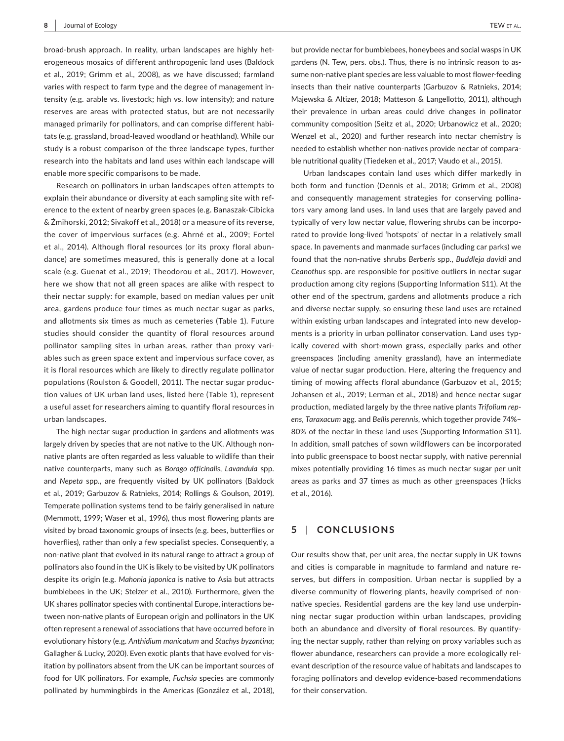broad-brush approach. In reality, urban landscapes are highly heterogeneous mosaics of different anthropogenic land uses (Baldock et al., 2019; Grimm et al., 2008), as we have discussed; farmland varies with respect to farm type and the degree of management intensity (e.g. arable vs. livestock; high vs. low intensity); and nature reserves are areas with protected status, but are not necessarily managed primarily for pollinators, and can comprise different habitats (e.g. grassland, broad-leaved woodland or heathland). While our study is a robust comparison of the three landscape types, further research into the habitats and land uses within each landscape will enable more specific comparisons to be made.

Research on pollinators in urban landscapes often attempts to explain their abundance or diversity at each sampling site with reference to the extent of nearby green spaces (e.g. Banaszak-Cibicka & Żmihorski, 2012; Sivakoff et al., 2018) or a measure of its reverse, the cover of impervious surfaces (e.g. Ahrné et al., 2009; Fortel et al., 2014). Although floral resources (or its proxy floral abundance) are sometimes measured, this is generally done at a local scale (e.g. Guenat et al., 2019; Theodorou et al., 2017). However, here we show that not all green spaces are alike with respect to their nectar supply: for example, based on median values per unit area, gardens produce four times as much nectar sugar as parks, and allotments six times as much as cemeteries (Table 1). Future studies should consider the quantity of floral resources around pollinator sampling sites in urban areas, rather than proxy variables such as green space extent and impervious surface cover, as it is floral resources which are likely to directly regulate pollinator populations (Roulston & Goodell, 2011). The nectar sugar production values of UK urban land uses, listed here (Table 1), represent a useful asset for researchers aiming to quantify floral resources in urban landscapes.

The high nectar sugar production in gardens and allotments was largely driven by species that are not native to the UK. Although non-native plants are often regarded as less valuable to wildlife than their native counterparts, many such as *Borago officinalis*, *Lavandula* spp. and *Nepeta* spp., are frequently visited by UK pollinators (Baldock et al., 2019; Garbuzov & Ratnieks, 2014; Rollings & Goulson, 2019). Temperate pollination systems tend to be fairly generalised in nature (Memmott, 1999; Waser et al., 1996), thus most flowering plants are visited by broad taxonomic groups of insects (e.g. bees, butterflies or hoverflies), rather than only a few specialist species. Consequently, a non-native plant that evolved in its natural range to attract a group of pollinators also found in the UK is likely to be visited by UK pollinators despite its origin (e.g. *Mahonia japonica* is native to Asia but attracts bumblebees in the UK; Stelzer et al., 2010). Furthermore, given the UK shares pollinator species with continental Europe, interactions between non-native plants of European origin and pollinators in the UK often represent a renewal of associations that have occurred before in evolutionary history (e.g. *Anthidium manicatum* and *Stachys byzantina*; Gallagher & Lucky, 2020). Even exotic plants that have evolved for visitation by pollinators absent from the UK can be important sources of food for UK pollinators. For example, *Fuchsia* species are commonly pollinated by hummingbirds in the Americas (González et al., 2018), but provide nectar for bumblebees, honeybees and social wasps in UK gardens (N. Tew, pers. obs.). Thus, there is no intrinsic reason to assume non-native plant species are less valuable to most flower-feeding insects than their native counterparts (Garbuzov & Ratnieks, 2014; Majewska & Altizer, 2018; Matteson & Langellotto, 2011), although their prevalence in urban areas could drive changes in pollinator community composition (Seitz et al., 2020; Urbanowicz et al., 2020; Wenzel et al., 2020) and further research into nectar chemistry is needed to establish whether non-natives provide nectar of comparable nutritional quality (Tiedeken et al., 2017; Vaudo et al., 2015).

Urban landscapes contain land uses which differ markedly in both form and function (Dennis et al., 2018; Grimm et al., 2008) and consequently management strategies for conserving pollinators vary among land uses. In land uses that are largely paved and typically of very low nectar value, flowering shrubs can be incorporated to provide long-lived 'hotspots' of nectar in a relatively small space. In pavements and manmade surfaces (including car parks) we found that the non-native shrubs *Berberis* spp., *Buddleja davidi* and *Ceanothus* spp. are responsible for positive outliers in nectar sugar production among city regions (Supporting Information S11). At the other end of the spectrum, gardens and allotments produce a rich and diverse nectar supply, so ensuring these land uses are retained within existing urban landscapes and integrated into new developments is a priority in urban pollinator conservation. Land uses typically covered with short-mown grass, especially parks and other greenspaces (including amenity grassland), have an intermediate value of nectar sugar production. Here, altering the frequency and timing of mowing affects floral abundance (Garbuzov et al., 2015; Johansen et al., 2019; Lerman et al., 2018) and hence nectar sugar production, mediated largely by the three native plants *Trifolium repens*, *Taraxacum* agg. and *Bellis perennis*, which together provide 74%–80% of the nectar in these land uses (Supporting Information S11). In addition, small patches of sown wildflowers can be incorporated into public greenspace to boost nectar supply, with native perennial mixes potentially providing 16 times as much nectar sugar per unit areas as parks and 37 times as much as other greenspaces (Hicks et al., 2016).

## 5 | CONCLUSIONS

Our results show that, per unit area, the nectar supply in UK towns and cities is comparable in magnitude to farmland and nature reserves, but differs in composition. Urban nectar is supplied by a diverse community of flowering plants, heavily comprised of non-native species. Residential gardens are the key land use underpinning nectar sugar production within urban landscapes, providing both an abundance and diversity of floral resources. By quantifying the nectar supply, rather than relying on proxy variables such as flower abundance, researchers can provide a more ecologically relevant description of the resource value of habitats and landscapes to foraging pollinators and develop evidence-based recommendations for their conservation.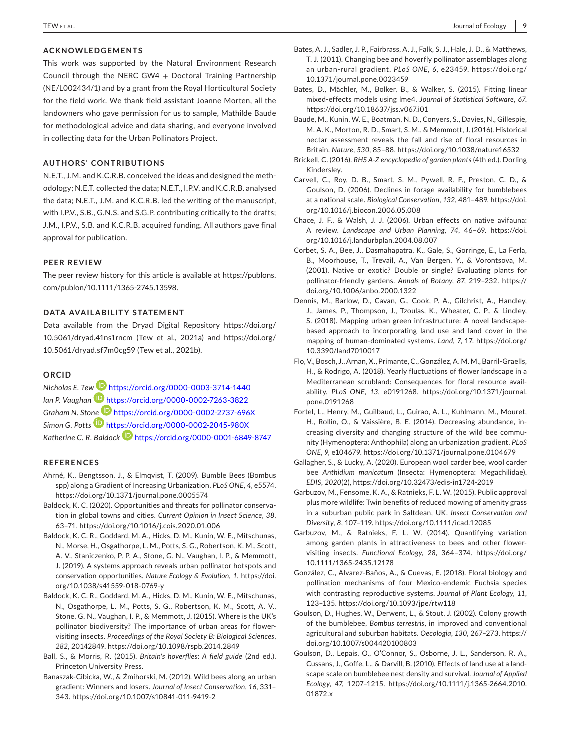## ACKNOWLEDGEMENTS

This work was supported by the Natural Environment Research Council through the NERC GW4 + Doctoral Training Partnership (NE/L002434/1) and by a grant from the Royal Horticultural Society for the field work. We thank field assistant Joanne Morten, all the landowners who gave permission for us to sample, Mathilde Baude for methodological advice and data sharing, and everyone involved in collecting data for the Urban Pollinators Project.

## AUTHORS' CONTRIBUTIONS

N.E.T., J.M. and K.C.R.B. conceived the ideas and designed the methodology; N.E.T. collected the data; N.E.T., I.P.V. and K.C.R.B. analysed the data; N.E.T., J.M. and K.C.R.B. led the writing of the manuscript, with I.P.V., S.B., G.N.S. and S.G.P. contributing critically to the drafts; J.M., I.P.V., S.B. and K.C.R.B. acquired funding. All authors gave final approval for publication.

## PEER REVIEW

The peer review history for this article is available at https://publons.com/publon/10.1111/1365-2745.13598.

## DATA AVAILABILITY STATEMENT

Data available from the Dryad Digital Repository https://doi.org/10.5061/dryad.41ns1rncm (Tew et al., 2021a) and https://doi.org/10.5061/dryad.sf7m0cg59 (Tew et al., 2021b).

## ORCID

*Nicholas E. Tew* https://orcid.org/0000-0003-3714-1440
*Ian P. Vaughan* https://orcid.org/0000-0002-7263-3822
*Graham N. Stone* https://orcid.org/0000-0002-2737-696X
*Simon G. Potts* https://orcid.org/0000-0002-2045-980X
*Katherine C. R. Baldock* https://orcid.org/0000-0001-6849-8747

## REFERENCES

Ahrné, K., Bengtsson, J., & Elmqvist, T. (2009). Bumble Bees (Bombus spp) along a Gradient of Increasing Urbanization. *PLoS ONE*, *4*, e5574. https://doi.org/10.1371/journal.pone.0005574

Baldock, K. C. (2020). Opportunities and threats for pollinator conservation in global towns and cities. *Current Opinion in Insect Science*, *38*, 63–71. https://doi.org/10.1016/j.cois.2020.01.006

Baldock, K. C. R., Goddard, M. A., Hicks, D. M., Kunin, W. E., Mitschunas, N., Morse, H., Osgathorpe, L. M., Potts, S. G., Robertson, K. M., Scott, A. V., Staniczenko, P. P. A., Stone, G. N., Vaughan, I. P., & Memmott, J. (2019). A systems approach reveals urban pollinator hotspots and conservation opportunities. *Nature Ecology & Evolution*, *1*. https://doi.org/10.1038/s41559-018-0769-y

Baldock, K. C. R., Goddard, M. A., Hicks, D. M., Kunin, W. E., Mitschunas, N., Osgathorpe, L. M., Potts, S. G., Robertson, K. M., Scott, A. V., Stone, G. N., Vaughan, I. P., & Memmott, J. (2015). Where is the UK's pollinator biodiversity? The importance of urban areas for flower-visiting insects. *Proceedings of the Royal Society B: Biological Sciences*, *282*, 20142849. https://doi.org/10.1098/rspb.2014.2849

Ball, S., & Morris, R. (2015). *Britain's hoverflies: A field guide* (2nd ed.). Princeton University Press.

Banaszak-Cibicka, W., & Żmihorski, M. (2012). Wild bees along an urban gradient: Winners and losers. *Journal of Insect Conservation*, *16*, 331–343. https://doi.org/10.1007/s10841-011-9419-2

Bates, A. J., Sadler, J. P., Fairbrass, A. J., Falk, S. J., Hale, J. D., & Matthews, T. J. (2011). Changing bee and hoverfly pollinator assemblages along an urban-rural gradient. *PLoS ONE*, *6*, e23459. https://doi.org/10.1371/journal.pone.0023459

Bates, D., Mächler, M., Bolker, B., & Walker, S. (2015). Fitting linear mixed-effects models using lme4. *Journal of Statistical Software*, *67*. https://doi.org/10.18637/jss.v067.i01

Baude, M., Kunin, W. E., Boatman, N. D., Conyers, S., Davies, N., Gillespie, M. A. K., Morton, R. D., Smart, S. M., & Memmott, J. (2016). Historical nectar assessment reveals the fall and rise of floral resources in Britain. *Nature*, *530*, 85–88. https://doi.org/10.1038/nature16532

Brickell, C. (2016). *RHS A-Z encyclopedia of garden plants* (4th ed.). Dorling Kindersley.

Carvell, C., Roy, D. B., Smart, S. M., Pywell, R. F., Preston, C. D., & Goulson, D. (2006). Declines in forage availability for bumblebees at a national scale. *Biological Conservation*, *132*, 481–489. https://doi.org/10.1016/j.biocon.2006.05.008

Chace, J. F., & Walsh, J. J. (2006). Urban effects on native avifauna: A review. *Landscape and Urban Planning*, *74*, 46–69. https://doi.org/10.1016/j.landurbplan.2004.08.007

Corbet, S. A., Bee, J., Dasmahapatra, K., Gale, S., Gorringe, E., La Ferla, B., Moorhouse, T., Trevail, A., Van Bergen, Y., & Vorontsova, M. (2001). Native or exotic? Double or single? Evaluating plants for pollinator-friendly gardens. *Annals of Botany*, *87*, 219–232. https://doi.org/10.1006/anbo.2000.1322

Dennis, M., Barlow, D., Cavan, G., Cook, P. A., Gilchrist, A., Handley, J., James, P., Thompson, J., Tzoulas, K., Wheater, C. P., & Lindley, S. (2018). Mapping urban green infrastructure: A novel landscape-based approach to incorporating land use and land cover in the mapping of human-dominated systems. *Land*, *7*, 17. https://doi.org/10.3390/land7010017

Flo, V., Bosch, J., Arnan, X., Primante, C., González, A. M. M., Barril-Graells, H., & Rodrigo, A. (2018). Yearly fluctuations of flower landscape in a Mediterranean scrubland: Consequences for floral resource availability. *PLoS ONE*, *13*, e0191268. https://doi.org/10.1371/journal.pone.0191268

Fortel, L., Henry, M., Guilbaud, L., Guirao, A. L., Kuhlmann, M., Mouret, H., Rollin, O., & Vaissière, B. E. (2014). Decreasing abundance, increasing diversity and changing structure of the wild bee community (Hymenoptera: Anthophila) along an urbanization gradient. *PLoS ONE*, *9*, e104679. https://doi.org/10.1371/journal.pone.0104679

Gallagher, S., & Lucky, A. (2020). European wool carder bee, wool carder bee *Anthidium manicatum* (Insecta: Hymenoptera: Megachilidae). *EDIS*, *2020*(2), https://doi.org/10.32473/edis-in1724-2019

Garbuzov, M., Fensome, K. A., & Ratnieks, F. L. W. (2015). Public approval plus more wildlife: Twin benefits of reduced mowing of amenity grass in a suburban public park in Saltdean, UK. *Insect Conservation and Diversity*, *8*, 107–119. https://doi.org/10.1111/icad.12085

Garbuzov, M., & Ratnieks, F. L. W. (2014). Quantifying variation among garden plants in attractiveness to bees and other flower-visiting insects. *Functional Ecology*, *28*, 364–374. https://doi.org/10.1111/1365-2435.12178

González, C., Alvarez-Baños, A., & Cuevas, E. (2018). Floral biology and pollination mechanisms of four Mexico-endemic Fuchsia species with contrasting reproductive systems. *Journal of Plant Ecology*, *11*, 123–135. https://doi.org/10.1093/jpe/rtw118

Goulson, D., Hughes, W., Derwent, L., & Stout, J. (2002). Colony growth of the bumblebee, *Bombus terrestris*, in improved and conventional agricultural and suburban habitats. *Oecologia*, *130*, 267–273. https://doi.org/10.1007/s004420100803

Goulson, D., Lepais, O., O'Connor, S., Osborne, J. L., Sanderson, R. A., Cussans, J., Goffe, L., & Darvill, B. (2010). Effects of land use at a landscape scale on bumblebee nest density and survival. *Journal of Applied Ecology*, *47*, 1207–1215. https://doi.org/10.1111/j.1365-2664.2010.01872.x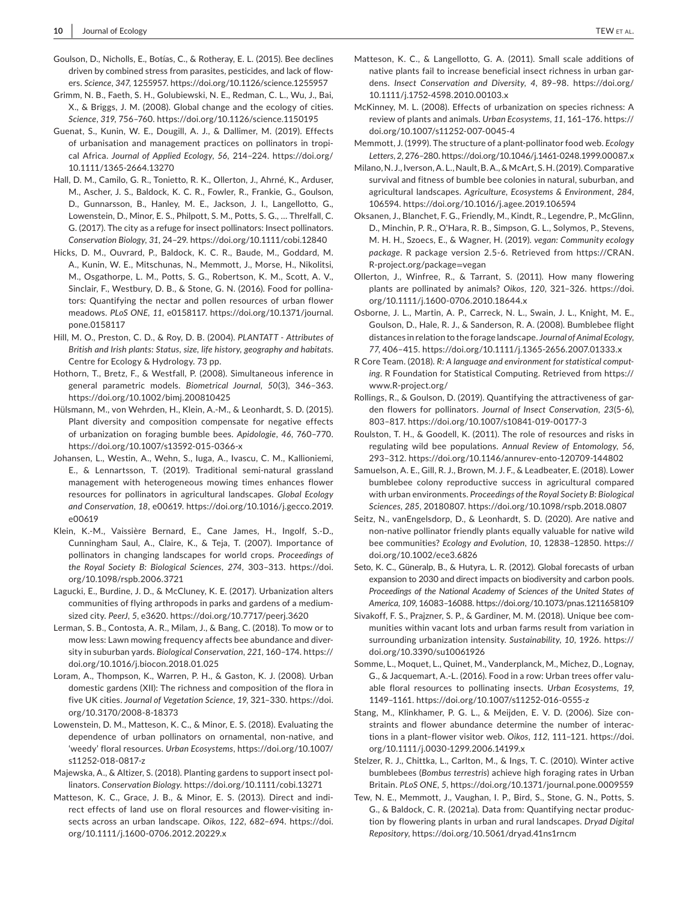Goulson, D., Nicholls, E., Botías, C., & Rotheray, E. L. (2015). Bee declines driven by combined stress from parasites, pesticides, and lack of flowers. *Science*, *347*, 1255957. https://doi.org/10.1126/science.1255957

Grimm, N. B., Faeth, S. H., Golubiewski, N. E., Redman, C. L., Wu, J., Bai, X., & Briggs, J. M. (2008). Global change and the ecology of cities. *Science*, *319*, 756–760. https://doi.org/10.1126/science.1150195

Guenat, S., Kunin, W. E., Dougill, A. J., & Dallimer, M. (2019). Effects of urbanisation and management practices on pollinators in tropical Africa. *Journal of Applied Ecology*, *56*, 214–224. https://doi.org/10.1111/1365-2664.13270

Hall, D. M., Camilo, G. R., Tonietto, R. K., Ollerton, J., Ahrné, K., Arduser, M., Ascher, J. S., Baldock, K. C. R., Fowler, R., Frankie, G., Goulson, D., Gunnarsson, B., Hanley, M. E., Jackson, J. I., Langellotto, G., Lowenstein, D., Minor, E. S., Philpott, S. M., Potts, S. G., … Threlfall, C. G. (2017). The city as a refuge for insect pollinators: Insect pollinators. *Conservation Biology*, *31*, 24–29. https://doi.org/10.1111/cobi.12840

Hicks, D. M., Ouvrard, P., Baldock, K. C. R., Baude, M., Goddard, M. A., Kunin, W. E., Mitschunas, N., Memmott, J., Morse, H., Nikolitsi, M., Osgathorpe, L. M., Potts, S. G., Robertson, K. M., Scott, A. V., Sinclair, F., Westbury, D. B., & Stone, G. N. (2016). Food for pollinators: Quantifying the nectar and pollen resources of urban flower meadows. *PLoS ONE*, *11*, e0158117. https://doi.org/10.1371/journal.pone.0158117

Hill, M. O., Preston, C. D., & Roy, D. B. (2004). *PLANTATT - Attributes of British and Irish plants: Status, size, life history, geography and habitats*. Centre for Ecology & Hydrology. 73 pp.

Hothorn, T., Bretz, F., & Westfall, P. (2008). Simultaneous inference in general parametric models. *Biometrical Journal*, *50*(3), 346–363. https://doi.org/10.1002/bimj.200810425

Hülsmann, M., von Wehrden, H., Klein, A.-M., & Leonhardt, S. D. (2015). Plant diversity and composition compensate for negative effects of urbanization on foraging bumble bees. *Apidologie*, *46*, 760–770. https://doi.org/10.1007/s13592-015-0366-x

Johansen, L., Westin, A., Wehn, S., Iuga, A., Ivascu, C. M., Kallioniemi, E., & Lennartsson, T. (2019). Traditional semi-natural grassland management with heterogeneous mowing times enhances flower resources for pollinators in agricultural landscapes. *Global Ecology and Conservation*, *18*, e00619. https://doi.org/10.1016/j.gecco.2019.e00619

Klein, K.-M., Vaissière Bernard, E., Cane James, H., Ingolf, S.-D., Cunningham Saul, A., Claire, K., & Teja, T. (2007). Importance of pollinators in changing landscapes for world crops. *Proceedings of the Royal Society B: Biological Sciences*, *274*, 303–313. https://doi.org/10.1098/rspb.2006.3721

Lagucki, E., Burdine, J. D., & McCluney, K. E. (2017). Urbanization alters communities of flying arthropods in parks and gardens of a medium-sized city. *PeerJ*, *5*, e3620. https://doi.org/10.7717/peerj.3620

Lerman, S. B., Contosta, A. R., Milam, J., & Bang, C. (2018). To mow or to mow less: Lawn mowing frequency affects bee abundance and diversity in suburban yards. *Biological Conservation*, *221*, 160–174. https://doi.org/10.1016/j.biocon.2018.01.025

Loram, A., Thompson, K., Warren, P. H., & Gaston, K. J. (2008). Urban domestic gardens (XII): The richness and composition of the flora in five UK cities. *Journal of Vegetation Science*, *19*, 321–330. https://doi.org/10.3170/2008-8-18373

Lowenstein, D. M., Matteson, K. C., & Minor, E. S. (2018). Evaluating the dependence of urban pollinators on ornamental, non-native, and 'weedy' floral resources. *Urban Ecosystems*, https://doi.org/10.1007/s11252-018-0817-z

Majewska, A., & Altizer, S. (2018). Planting gardens to support insect pollinators. *Conservation Biology*. https://doi.org/10.1111/cobi.13271

Matteson, K. C., Grace, J. B., & Minor, E. S. (2013). Direct and indirect effects of land use on floral resources and flower-visiting insects across an urban landscape. *Oikos*, *122*, 682–694. https://doi.org/10.1111/j.1600-0706.2012.20229.x

Matteson, K. C., & Langellotto, G. A. (2011). Small scale additions of native plants fail to increase beneficial insect richness in urban gardens. *Insect Conservation and Diversity*, *4*, 89–98. https://doi.org/10.1111/j.1752-4598.2010.00103.x

McKinney, M. L. (2008). Effects of urbanization on species richness: A review of plants and animals. *Urban Ecosystems*, *11*, 161–176. https://doi.org/10.1007/s11252-007-0045-4

Memmott, J. (1999). The structure of a plant-pollinator food web. *Ecology Letters*, *2*, 276–280. https://doi.org/10.1046/j.1461-0248.1999.00087.x

Milano, N. J., Iverson, A. L., Nault, B. A., & McArt, S. H. (2019). Comparative survival and fitness of bumble bee colonies in natural, suburban, and agricultural landscapes. *Agriculture, Ecosystems & Environment*, *284*, 106594. https://doi.org/10.1016/j.agee.2019.106594

Oksanen, J., Blanchet, F. G., Friendly, M., Kindt, R., Legendre, P., McGlinn, D., Minchin, P. R., O'Hara, R. B., Simpson, G. L., Solymos, P., Stevens, M. H. H., Szoecs, E., & Wagner, H. (2019). *vegan: Community ecology package*. R package version 2.5-6. Retrieved from https://CRAN.R-project.org/package=vegan

Ollerton, J., Winfree, R., & Tarrant, S. (2011). How many flowering plants are pollinated by animals? *Oikos*, *120*, 321–326. https://doi.org/10.1111/j.1600-0706.2010.18644.x

Osborne, J. L., Martin, A. P., Carreck, N. L., Swain, J. L., Knight, M. E., Goulson, D., Hale, R. J., & Sanderson, R. A. (2008). Bumblebee flight distances in relation to the forage landscape. *Journal of Animal Ecology*, *77*, 406–415. https://doi.org/10.1111/j.1365-2656.2007.01333.x

R Core Team. (2018). *R: A language and environment for statistical computing*. R Foundation for Statistical Computing. Retrieved from https://www.R-project.org/

Rollings, R., & Goulson, D. (2019). Quantifying the attractiveness of garden flowers for pollinators. *Journal of Insect Conservation*, *23*(5-6), 803–817. https://doi.org/10.1007/s10841-019-00177-3

Roulston, T. H., & Goodell, K. (2011). The role of resources and risks in regulating wild bee populations. *Annual Review of Entomology*, *56*, 293–312. https://doi.org/10.1146/annurev-ento-120709-144802

Samuelson, A. E., Gill, R. J., Brown, M. J. F., & Leadbeater, E. (2018). Lower bumblebee colony reproductive success in agricultural compared with urban environments. *Proceedings of the Royal Society B: Biological Sciences*, *285*, 20180807. https://doi.org/10.1098/rspb.2018.0807

Seitz, N., vanEngelsdorp, D., & Leonhardt, S. D. (2020). Are native and non-native pollinator friendly plants equally valuable for native wild bee communities? *Ecology and Evolution*, *10*, 12838–12850. https://doi.org/10.1002/ece3.6826

Seto, K. C., Güneralp, B., & Hutyra, L. R. (2012). Global forecasts of urban expansion to 2030 and direct impacts on biodiversity and carbon pools. *Proceedings of the National Academy of Sciences of the United States of America*, *109*, 16083–16088. https://doi.org/10.1073/pnas.1211658109

Sivakoff, F. S., Prajzner, S. P., & Gardiner, M. M. (2018). Unique bee communities within vacant lots and urban farms result from variation in surrounding urbanization intensity. *Sustainability*, *10*, 1926. https://doi.org/10.3390/su10061926

Somme, L., Moquet, L., Quinet, M., Vanderplanck, M., Michez, D., Lognay, G., & Jacquemart, A.-L. (2016). Food in a row: Urban trees offer valuable floral resources to pollinating insects. *Urban Ecosystems*, *19*, 1149–1161. https://doi.org/10.1007/s11252-016-0555-z

Stang, M., Klinkhamer, P. G. L., & Meijden, E. V. D. (2006). Size constraints and flower abundance determine the number of interactions in a plant–flower visitor web. *Oikos*, *112*, 111–121. https://doi.org/10.1111/j.0030-1299.2006.14199.x

Stelzer, R. J., Chittka, L., Carlton, M., & Ings, T. C. (2010). Winter active bumblebees (*Bombus terrestris*) achieve high foraging rates in Urban Britain. *PLoS ONE*, *5*, https://doi.org/10.1371/journal.pone.0009559

Tew, N. E., Memmott, J., Vaughan, I. P., Bird, S., Stone, G. N., Potts, S. G., & Baldock, C. R. (2021a). Data from: Quantifying nectar production by flowering plants in urban and rural landscapes. *Dryad Digital Repository*, https://doi.org/10.5061/dryad.41ns1rncm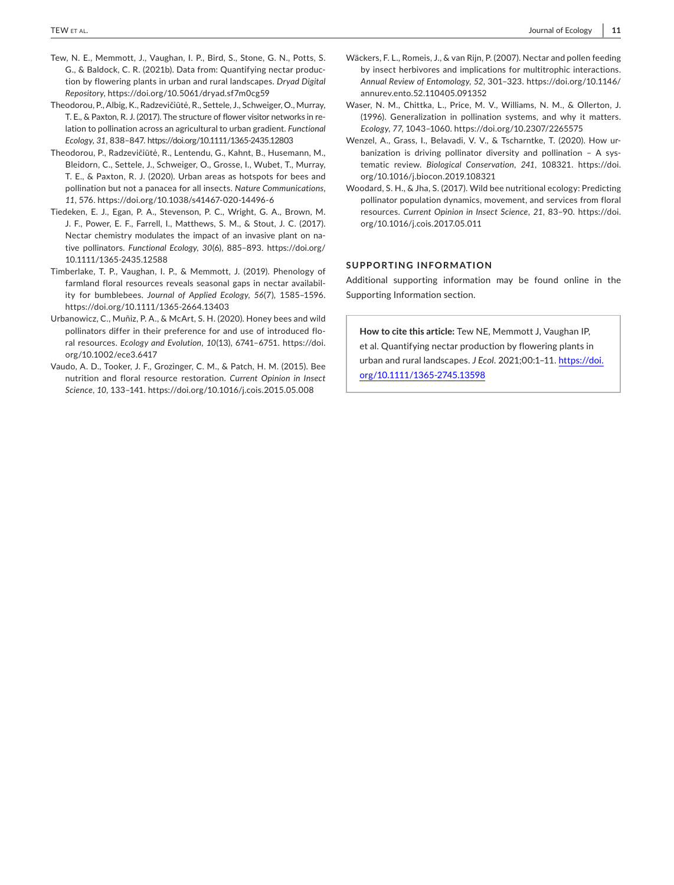Tew, N. E., Memmott, J., Vaughan, I. P., Bird, S., Stone, G. N., Potts, S. G., & Baldock, C. R. (2021b). Data from: Quantifying nectar production by flowering plants in urban and rural landscapes. *Dryad Digital Repository*, https://doi.org/10.5061/dryad.sf7m0cg59

Theodorou, P., Albig, K., Radzevičiūtė, R., Settele, J., Schweiger, O., Murray, T. E., & Paxton, R. J. (2017). The structure of flower visitor networks in relation to pollination across an agricultural to urban gradient. *Functional Ecology*, *31*, 838–847. https://doi.org/10.1111/1365-2435.12803

Theodorou, P., Radzevičiūtė, R., Lentendu, G., Kahnt, B., Husemann, M., Bleidorn, C., Settele, J., Schweiger, O., Grosse, I., Wubet, T., Murray, T. E., & Paxton, R. J. (2020). Urban areas as hotspots for bees and pollination but not a panacea for all insects. *Nature Communications*, *11*, 576. https://doi.org/10.1038/s41467-020-14496-6

Tiedeken, E. J., Egan, P. A., Stevenson, P. C., Wright, G. A., Brown, M. J. F., Power, E. F., Farrell, I., Matthews, S. M., & Stout, J. C. (2017). Nectar chemistry modulates the impact of an invasive plant on native pollinators. *Functional Ecology*, *30*(6), 885–893. https://doi.org/10.1111/1365-2435.12588

Timberlake, T. P., Vaughan, I. P., & Memmott, J. (2019). Phenology of farmland floral resources reveals seasonal gaps in nectar availability for bumblebees. *Journal of Applied Ecology*, *56*(7), 1585–1596. https://doi.org/10.1111/1365-2664.13403

Urbanowicz, C., Muñiz, P. A., & McArt, S. H. (2020). Honey bees and wild pollinators differ in their preference for and use of introduced floral resources. *Ecology and Evolution*, *10*(13), 6741–6751. https://doi.org/10.1002/ece3.6417

Vaudo, A. D., Tooker, J. F., Grozinger, C. M., & Patch, H. M. (2015). Bee nutrition and floral resource restoration. *Current Opinion in Insect Science*, *10*, 133–141. https://doi.org/10.1016/j.cois.2015.05.008

Wäckers, F. L., Romeis, J., & van Rijn, P. (2007). Nectar and pollen feeding by insect herbivores and implications for multitrophic interactions. *Annual Review of Entomology*, *52*, 301–323. https://doi.org/10.1146/annurev.ento.52.110405.091352

Waser, N. M., Chittka, L., Price, M. V., Williams, N. M., & Ollerton, J. (1996). Generalization in pollination systems, and why it matters. *Ecology*, *77*, 1043–1060. https://doi.org/10.2307/2265575

Wenzel, A., Grass, I., Belavadi, V. V., & Tscharntke, T. (2020). How urbanization is driving pollinator diversity and pollination – A systematic review. *Biological Conservation*, *241*, 108321. https://doi.org/10.1016/j.biocon.2019.108321

Woodard, S. H., & Jha, S. (2017). Wild bee nutritional ecology: Predicting pollinator population dynamics, movement, and services from floral resources. *Current Opinion in Insect Science*, *21*, 83–90. https://doi.org/10.1016/j.cois.2017.05.011

## SUPPORTING INFORMATION

Additional supporting information may be found online in the Supporting Information section.

**How to cite this article:** Tew NE, Memmott J, Vaughan IP, et al. Quantifying nectar production by flowering plants in urban and rural landscapes. *J Ecol*. 2021;00:1–11. https://doi.org/10.1111/1365-2745.13598